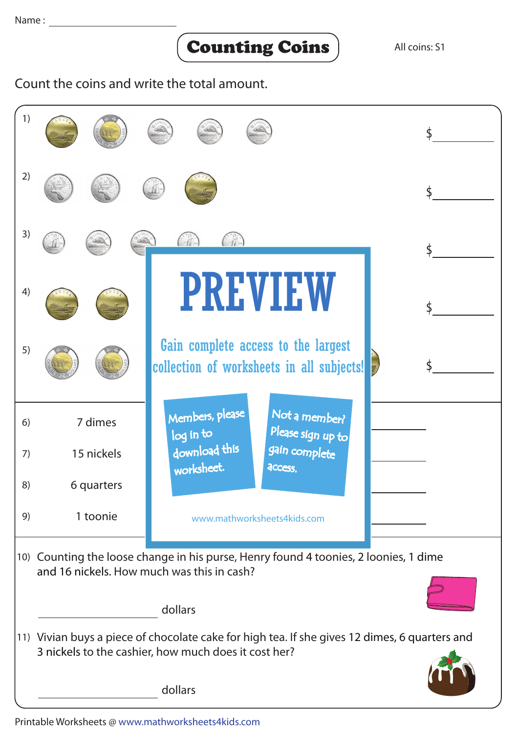Name : ____________________

# Counting Coins

All coins: S1

Count the coins and write the total amount.

1) $______

2) $______

3) $______

4) $______

5) $______

6) 7 dimes ______

7) 15 nickels ______

8) 6 quarters ______

9) 1 toonie ______

PREVIEW

Gain complete access to the largest collection of worksheets in all subjects!

Members, please log in to download this worksheet.

Not a member? Please sign up to gain complete access.

www.mathworksheets4kids.com

10) Counting the loose change in his purse, Henry found 4 toonies, 2 loonies, 1 dime and 16 nickels. How much was this in cash?

______________ dollars

11) Vivian buys a piece of chocolate cake for high tea. If she gives 12 dimes, 6 quarters and 3 nickels to the cashier, how much does it cost her?

______________ dollars

Printable Worksheets @ www.mathworksheets4kids.com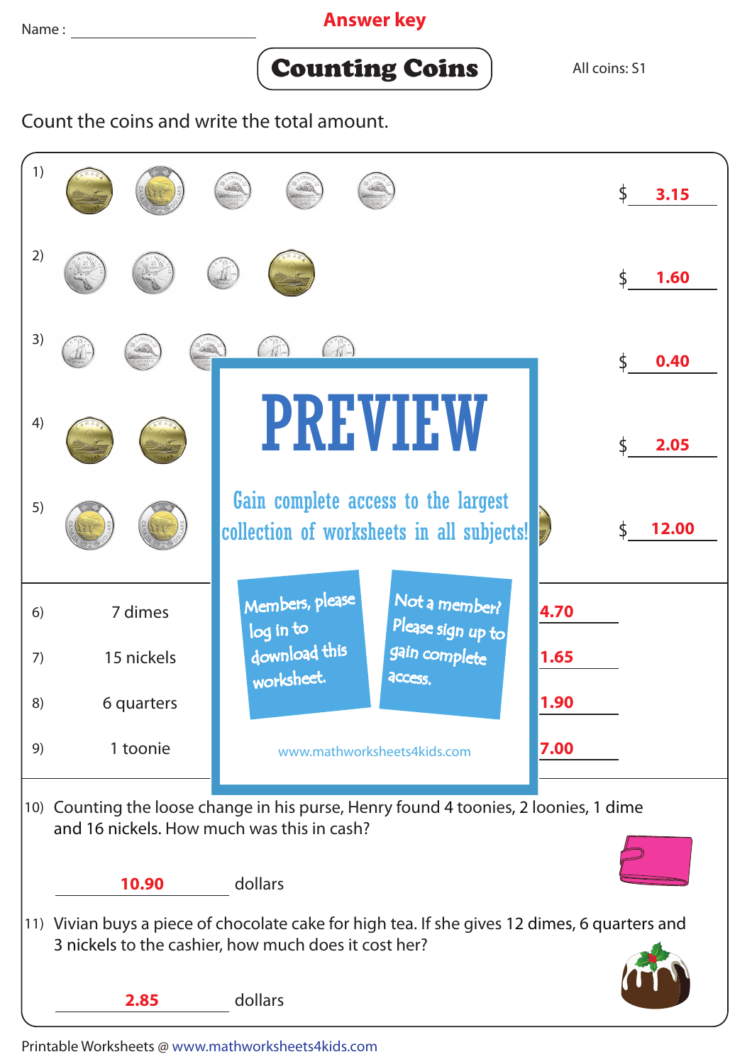Name : ____________________

**Answer key**

# Counting Coins

All coins: S1

Count the coins and write the total amount.

1) $ **3.15**

2) $ **1.60**

3) $ **0.40**

4) $ **2.05**

5) $ **12.00**

# PREVIEW

Gain complete access to the largest collection of worksheets in all subjects!

Members, please log in to download this worksheet.

Not a member? Please sign up to gain complete access.

www.mathworksheets4kids.com

6) 7 dimes **4.70**

7) 15 nickels **1.65**

8) 6 quarters **1.90**

9) 1 toonie **7.00**

10) Counting the loose change in his purse, Henry found 4 toonies, 2 loonies, 1 dime and 16 nickels. How much was this in cash?

**10.90** dollars

11) Vivian buys a piece of chocolate cake for high tea. If she gives 12 dimes, 6 quarters and 3 nickels to the cashier, how much does it cost her?

**2.85** dollars

Printable Worksheets @ www.mathworksheets4kids.com